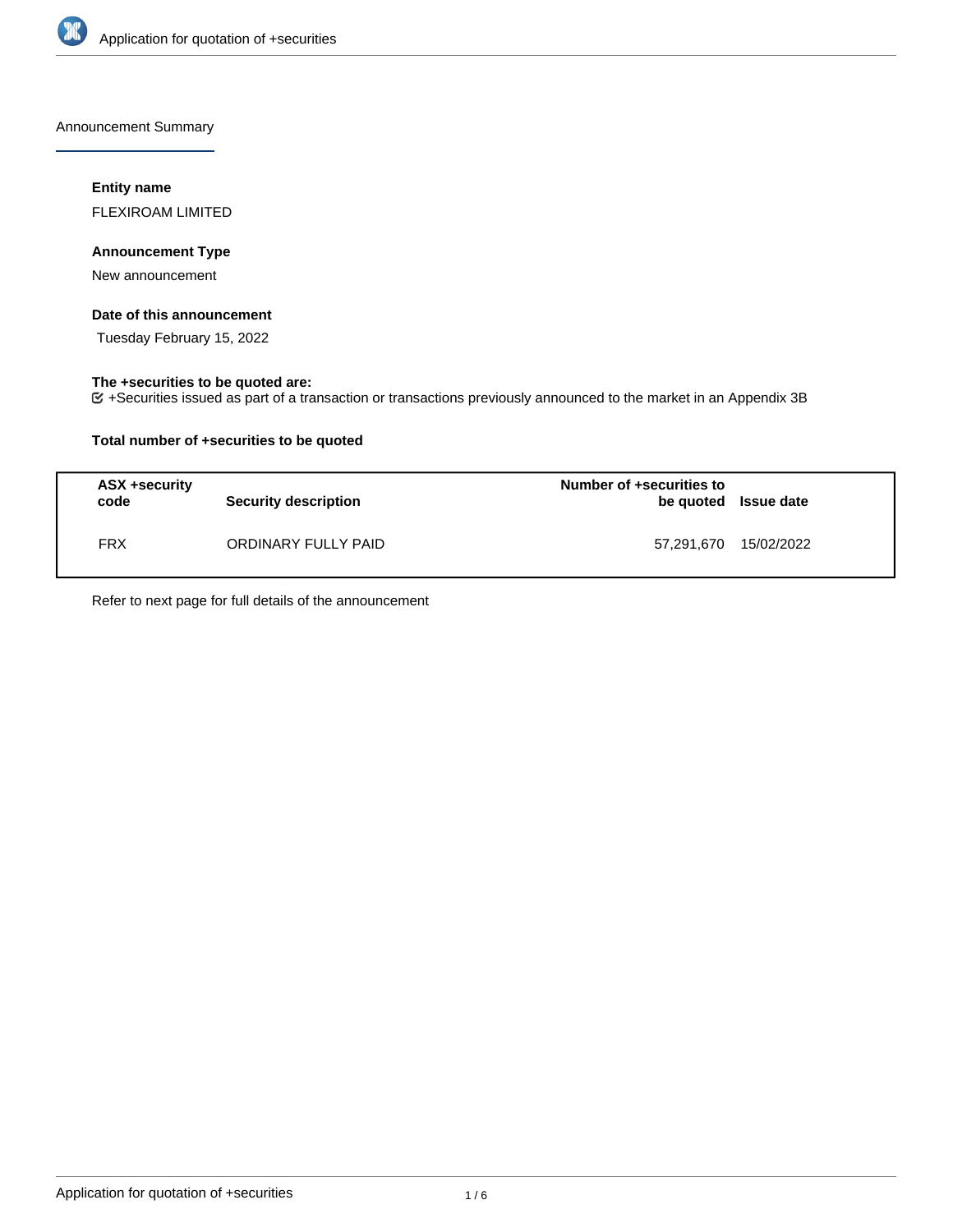## Announcement Summary

**Entity name**

FLEXIROAM LIMITED

**Announcement Type**

New announcement

**Date of this announcement**

Tuesday February 15, 2022

**The +securities to be quoted are:**

☑ +Securities issued as part of a transaction or transactions previously announced to the market in an Appendix 3B

**Total number of +securities to be quoted**

| ASX +security code | Security description | Number of +securities to be quoted | Issue date |
|---|---|---|---|
| FRX | ORDINARY FULLY PAID | 57,291,670 | 15/02/2022 |

Refer to next page for full details of the announcement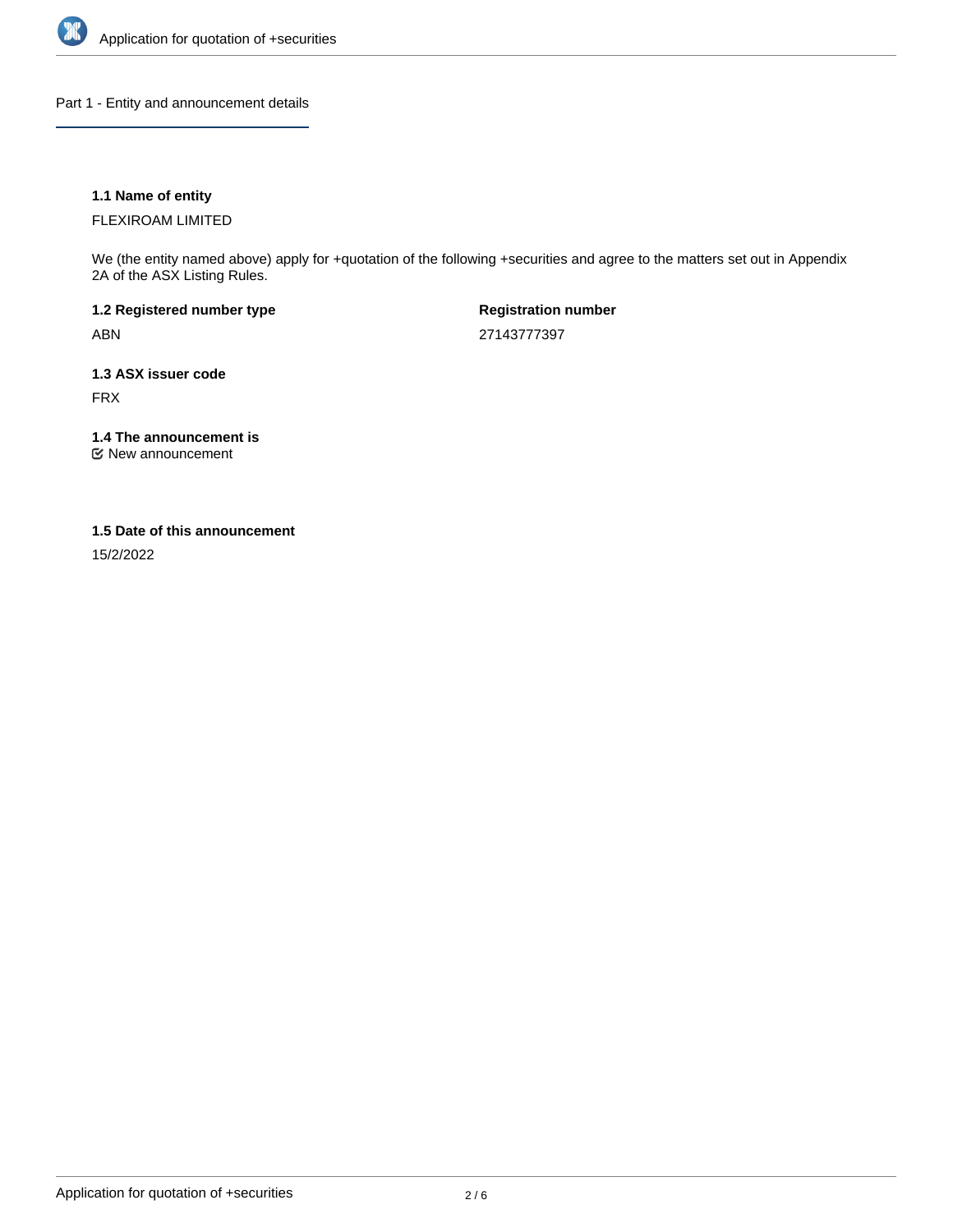## Part 1 - Entity and announcement details

### 1.1 Name of entity

FLEXIROAM LIMITED

We (the entity named above) apply for +quotation of the following +securities and agree to the matters set out in Appendix 2A of the ASX Listing Rules.

**1.2 Registered number type**

ABN

**Registration number**

27143777397

### 1.3 ASX issuer code

FRX

### 1.4 The announcement is

New announcement

### 1.5 Date of this announcement

15/2/2022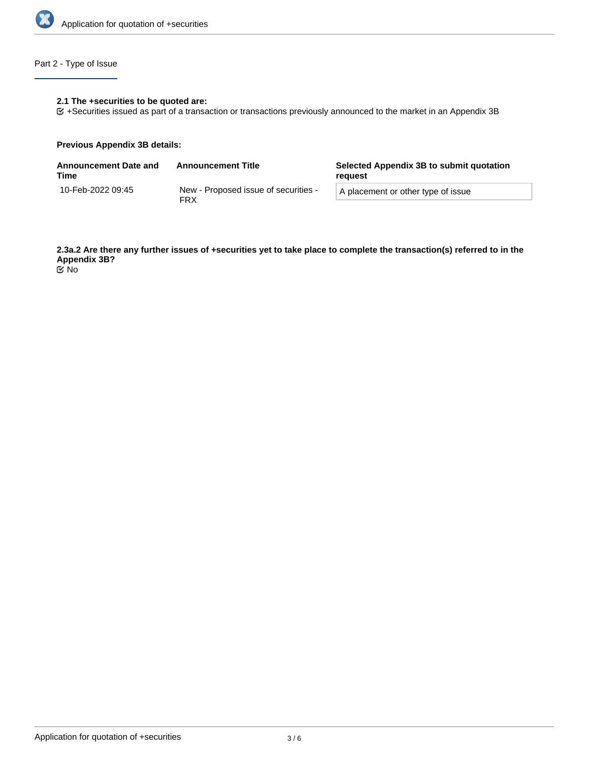## Part 2 - Type of Issue

**2.1 The +securities to be quoted are:**

☑ +Securities issued as part of a transaction or transactions previously announced to the market in an Appendix 3B

**Previous Appendix 3B details:**

| Announcement Date and Time | Announcement Title | Selected Appendix 3B to submit quotation request |
| --- | --- | --- |
| 10-Feb-2022 09:45 | New - Proposed issue of securities - FRX | A placement or other type of issue |

**2.3a.2 Are there any further issues of +securities yet to take place to complete the transaction(s) referred to in the Appendix 3B?**

☑ No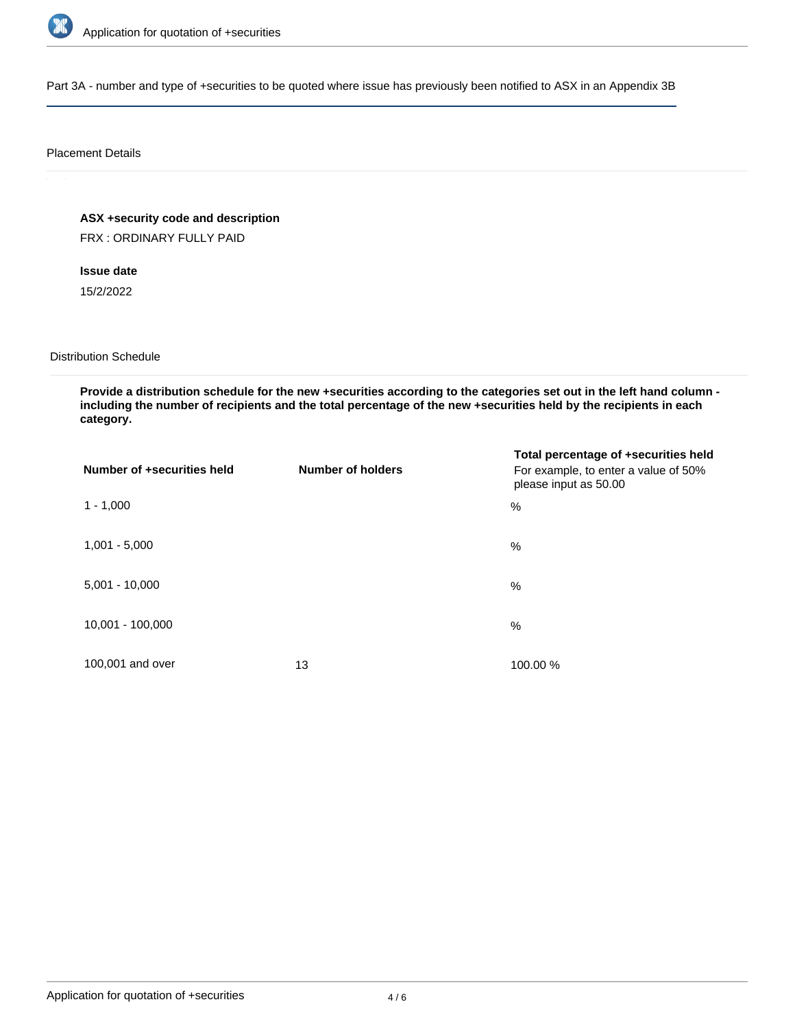## Part 3A - number and type of +securities to be quoted where issue has previously been notified to ASX in an Appendix 3B

### Placement Details

**ASX +security code and description**

FRX : ORDINARY FULLY PAID

**Issue date**

15/2/2022

### Distribution Schedule

**Provide a distribution schedule for the new +securities according to the categories set out in the left hand column - including the number of recipients and the total percentage of the new +securities held by the recipients in each category.**

| Number of +securities held | Number of holders | Total percentage of +securities held For example, to enter a value of 50% please input as 50.00 |
|---|---|---|
| 1 - 1,000 | | % |
| 1,001 - 5,000 | | % |
| 5,001 - 10,000 | | % |
| 10,001 - 100,000 | | % |
| 100,001 and over | 13 | 100.00 % |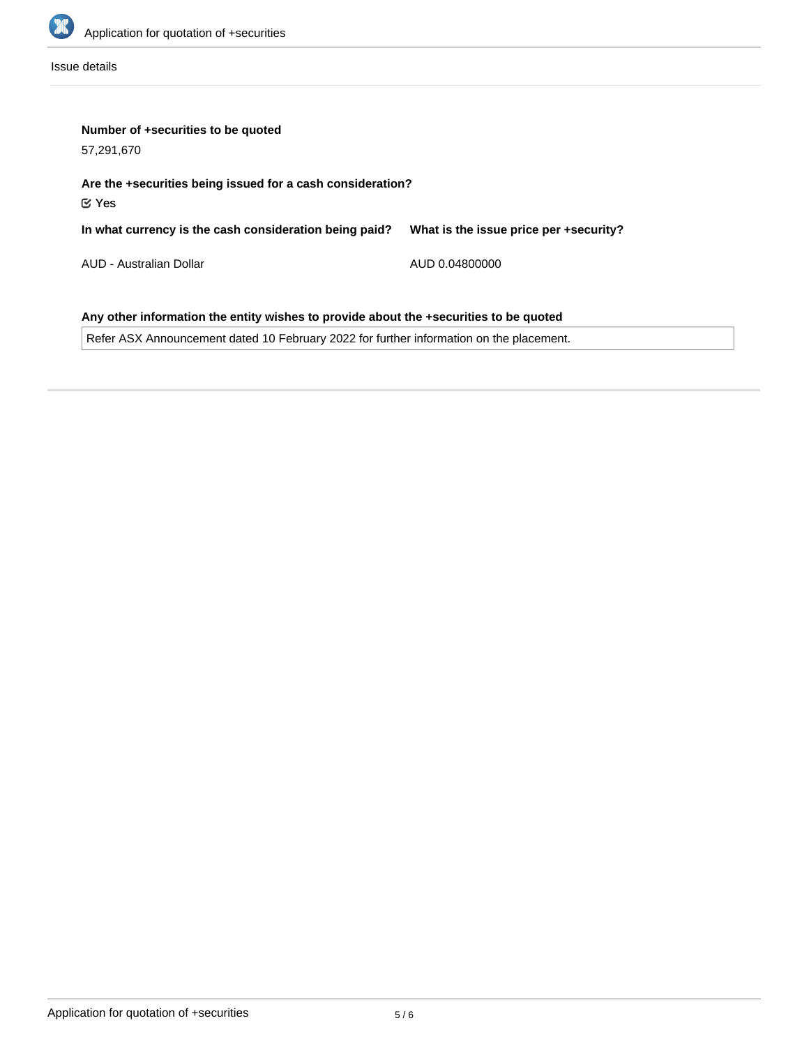Issue details

**Number of +securities to be quoted**

57,291,670

**Are the +securities being issued for a cash consideration?**

☑ Yes

| In what currency is the cash consideration being paid? | What is the issue price per +security? |
| --- | --- |
| AUD - Australian Dollar | AUD 0.04800000 |

**Any other information the entity wishes to provide about the +securities to be quoted**

Refer ASX Announcement dated 10 February 2022 for further information on the placement.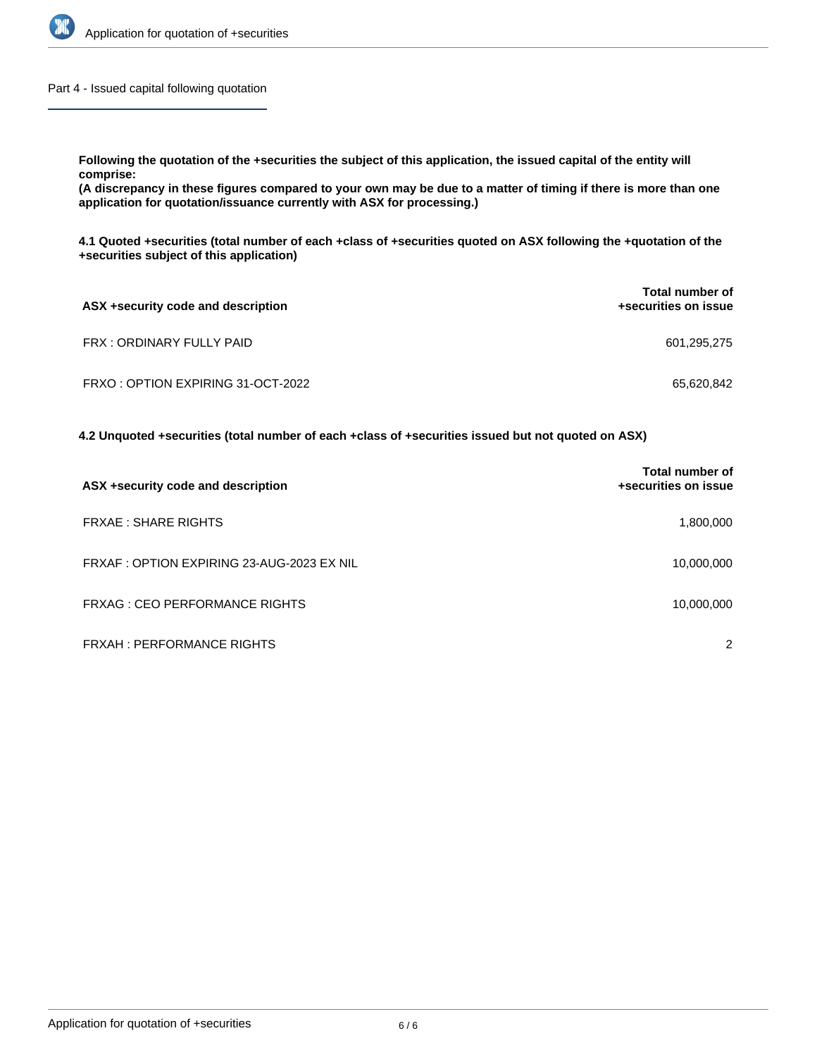## Part 4 - Issued capital following quotation

**Following the quotation of the +securities the subject of this application, the issued capital of the entity will comprise:**
**(A discrepancy in these figures compared to your own may be due to a matter of timing if there is more than one application for quotation/issuance currently with ASX for processing.)**

**4.1 Quoted +securities (total number of each +class of +securities quoted on ASX following the +quotation of the +securities subject of this application)**

| ASX +security code and description | Total number of +securities on issue |
|---|---|
| FRX : ORDINARY FULLY PAID | 601,295,275 |
| FRXO : OPTION EXPIRING 31-OCT-2022 | 65,620,842 |

**4.2 Unquoted +securities (total number of each +class of +securities issued but not quoted on ASX)**

| ASX +security code and description | Total number of +securities on issue |
|---|---|
| FRXAE : SHARE RIGHTS | 1,800,000 |
| FRXAF : OPTION EXPIRING 23-AUG-2023 EX NIL | 10,000,000 |
| FRXAG : CEO PERFORMANCE RIGHTS | 10,000,000 |
| FRXAH : PERFORMANCE RIGHTS | 2 |